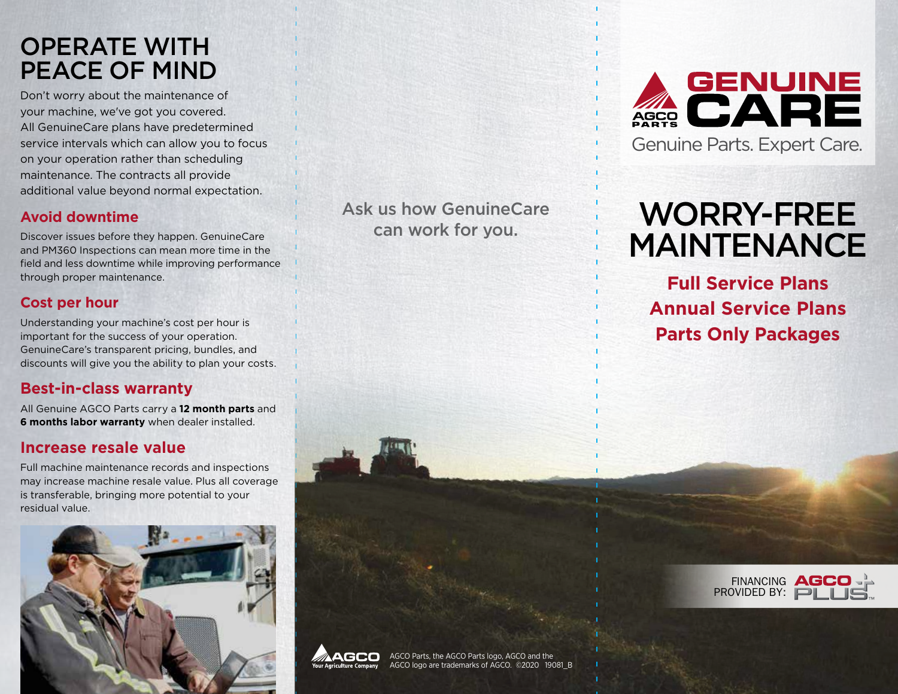# OPERATE WITH PEACE OF MIND

Don't worry about the maintenance of your machine, we've got you covered. All GenuineCare plans have predetermined service intervals which can allow you to focus on your operation rather than scheduling maintenance. The contracts all provide additional value beyond normal expectation.

## Avoid downtime

Discover issues before they happen. GenuineCare and PM360 Inspections can mean more time in the field and less downtime while improving performance through proper maintenance.

## Cost per hour

Understanding your machine's cost per hour is important for the success of your operation. GenuineCare's transparent pricing, bundles, and discounts will give you the ability to plan your costs.

## Best-in-class warranty

All Genuine AGCO Parts carry a **12 month parts** and **6 months labor warranty** when dealer installed.

## Increase resale value

Full machine maintenance records and inspections may increase machine resale value. Plus all coverage is transferable, bringing more potential to your residual value.

Ask us how GenuineCare can work for you.

AGCO Your Agriculture Company

AGCO Parts, the AGCO Parts logo, AGCO and the AGCO logo are trademarks of AGCO. ©2020 19081_B

AGCO PARTS GENUINE CARE

Genuine Parts. Expert Care.

# WORRY-FREE MAINTENANCE

**Full Service Plans**
**Annual Service Plans**
**Parts Only Packages**

FINANCING PROVIDED BY: AGCO PLUS™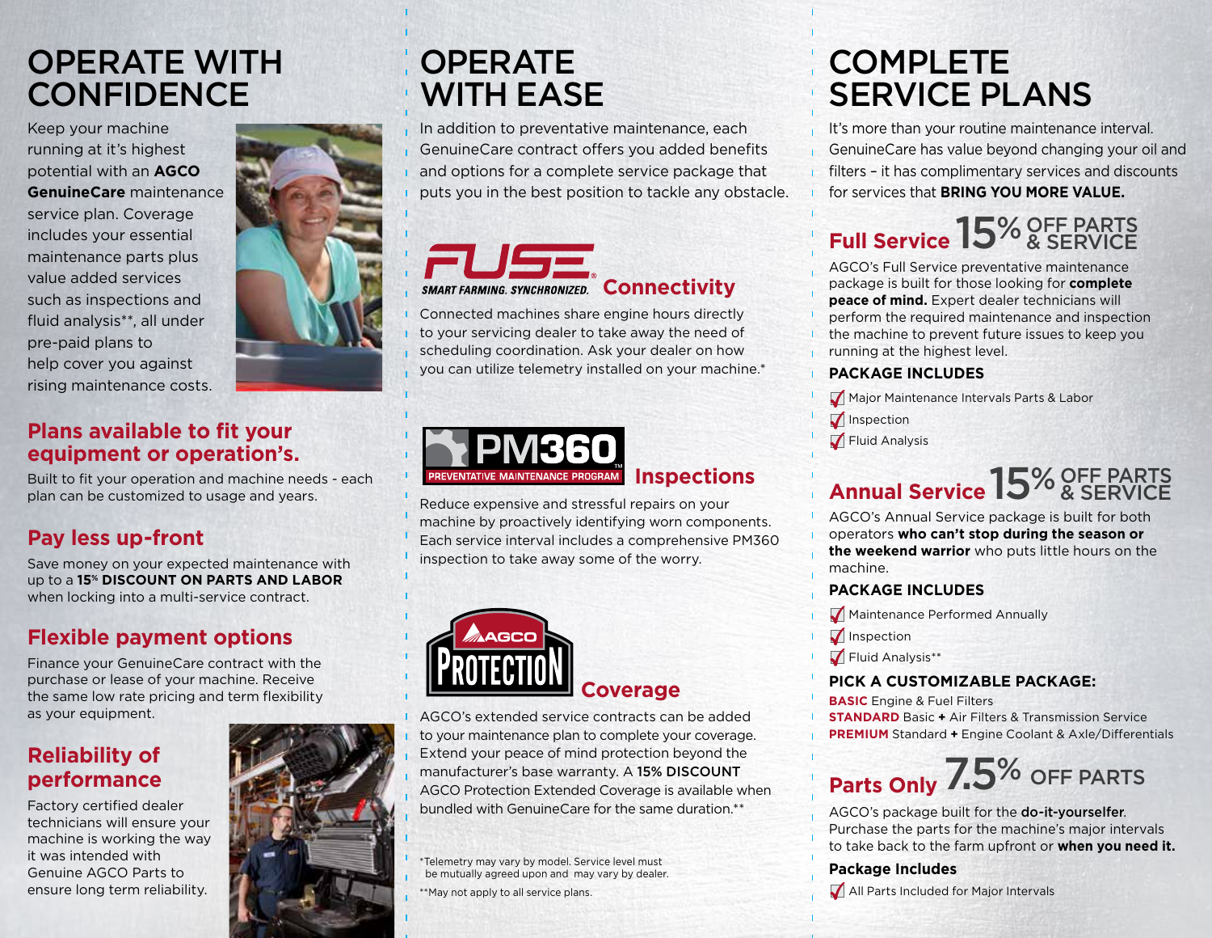# OPERATE WITH CONFIDENCE

Keep your machine running at it's highest potential with an **AGCO GenuineCare** maintenance service plan. Coverage includes your essential maintenance parts plus value added services such as inspections and fluid analysis**, all under pre-paid plans to help cover you against rising maintenance costs.

## Plans available to fit your equipment or operation's.

Built to fit your operation and machine needs - each plan can be customized to usage and years.

## Pay less up-front

Save money on your expected maintenance with up to a **15% DISCOUNT ON PARTS AND LABOR** when locking into a multi-service contract.

## Flexible payment options

Finance your GenuineCare contract with the purchase or lease of your machine. Receive the same low rate pricing and term flexibility as your equipment.

## Reliability of performance

Factory certified dealer technicians will ensure your machine is working the way it was intended with Genuine AGCO Parts to ensure long term reliability.

# OPERATE WITH EASE

In addition to preventative maintenance, each GenuineCare contract offers you added benefits and options for a complete service package that puts you in the best position to tackle any obstacle.

## FUSE SMART FARMING. SYNCHRONIZED. Connectivity

Connected machines share engine hours directly to your servicing dealer to take away the need of scheduling coordination. Ask your dealer on how you can utilize telemetry installed on your machine.*

## PM360 PREVENTATIVE MAINTENANCE PROGRAM Inspections

Reduce expensive and stressful repairs on your machine by proactively identifying worn components. Each service interval includes a comprehensive PM360 inspection to take away some of the worry.

## AGCO PROTECTION Coverage

AGCO's extended service contracts can be added to your maintenance plan to complete your coverage. Extend your peace of mind protection beyond the manufacturer's base warranty. A **15% DISCOUNT** AGCO Protection Extended Coverage is available when bundled with GenuineCare for the same duration.**

*Telemetry may vary by model. Service level must be mutually agreed upon and may vary by dealer.

**May not apply to all service plans.

# COMPLETE SERVICE PLANS

It's more than your routine maintenance interval. GenuineCare has value beyond changing your oil and filters – it has complimentary services and discounts for services that **BRING YOU MORE VALUE.**

## Full Service 15% OFF PARTS & SERVICE

AGCO's Full Service preventative maintenance package is built for those looking for **complete peace of mind.** Expert dealer technicians will perform the required maintenance and inspection the machine to prevent future issues to keep you running at the highest level.

### PACKAGE INCLUDES

- ✓ Major Maintenance Intervals Parts & Labor
- ✓ Inspection
- ✓ Fluid Analysis

## Annual Service 15% OFF PARTS & SERVICE

AGCO's Annual Service package is built for both operators **who can't stop during the season or the weekend warrior** who puts little hours on the machine.

### PACKAGE INCLUDES

- ✓ Maintenance Performed Annually
- ✓ Inspection
- ✓ Fluid Analysis**

### PICK A CUSTOMIZABLE PACKAGE:

**BASIC** Engine & Fuel Filters
**STANDARD** Basic **+** Air Filters & Transmission Service
**PREMIUM** Standard **+** Engine Coolant & Axle/Differentials

## Parts Only 7.5% OFF PARTS

AGCO's package built for the **do-it-yourselfer**. Purchase the parts for the machine's major intervals to take back to the farm upfront or **when you need it.**

### Package Includes

- ✓ All Parts Included for Major Intervals